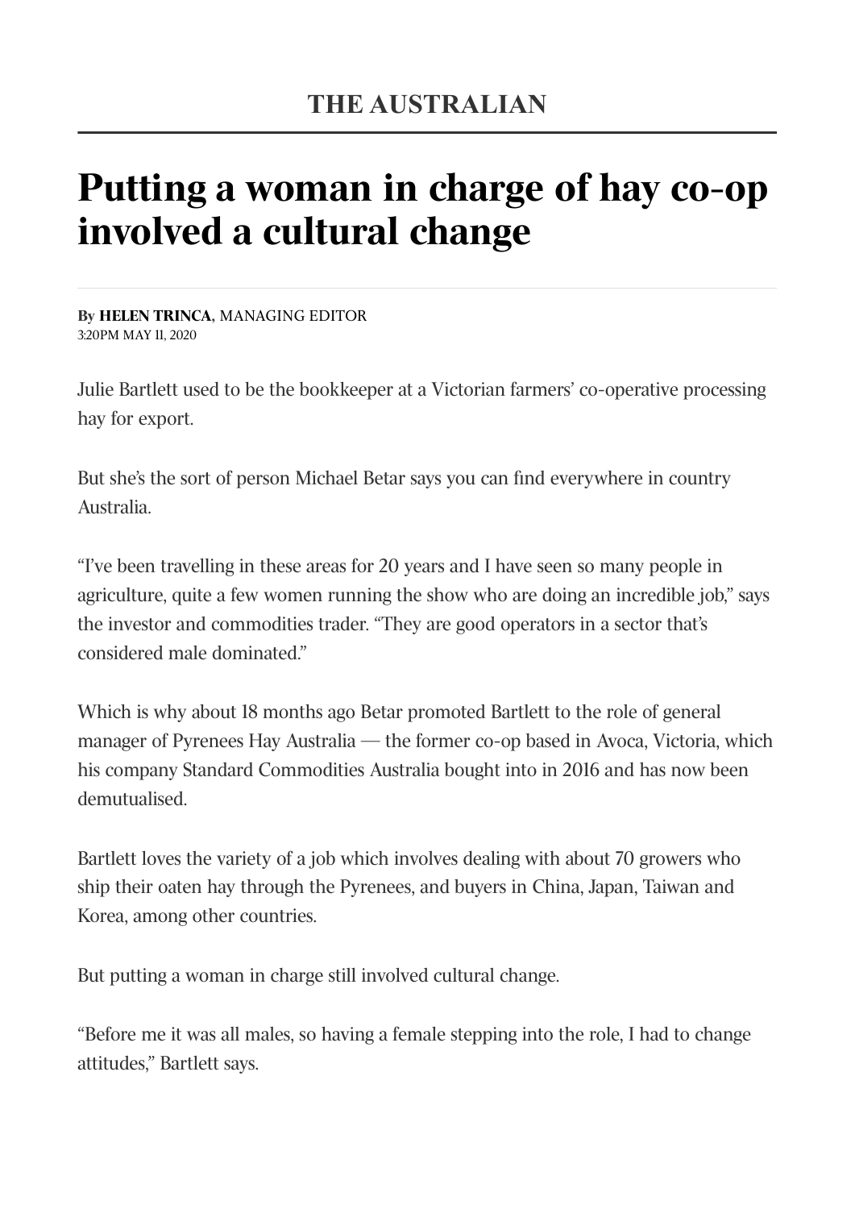**THE AUSTRALIAN**

# Putting a woman in charge of hay co-op involved a cultural change

By **HELEN TRINCA**, MANAGING EDITOR
3:20PM MAY 11, 2020

Julie Bartlett used to be the bookkeeper at a Victorian farmers' co-operative processing hay for export.

But she's the sort of person Michael Betar says you can find everywhere in country Australia.

"I've been travelling in these areas for 20 years and I have seen so many people in agriculture, quite a few women running the show who are doing an incredible job," says the investor and commodities trader. "They are good operators in a sector that's considered male dominated."

Which is why about 18 months ago Betar promoted Bartlett to the role of general manager of Pyrenees Hay Australia — the former co-op based in Avoca, Victoria, which his company Standard Commodities Australia bought into in 2016 and has now been demutualised.

Bartlett loves the variety of a job which involves dealing with about 70 growers who ship their oaten hay through the Pyrenees, and buyers in China, Japan, Taiwan and Korea, among other countries.

But putting a woman in charge still involved cultural change.

"Before me it was all males, so having a female stepping into the role, I had to change attitudes," Bartlett says.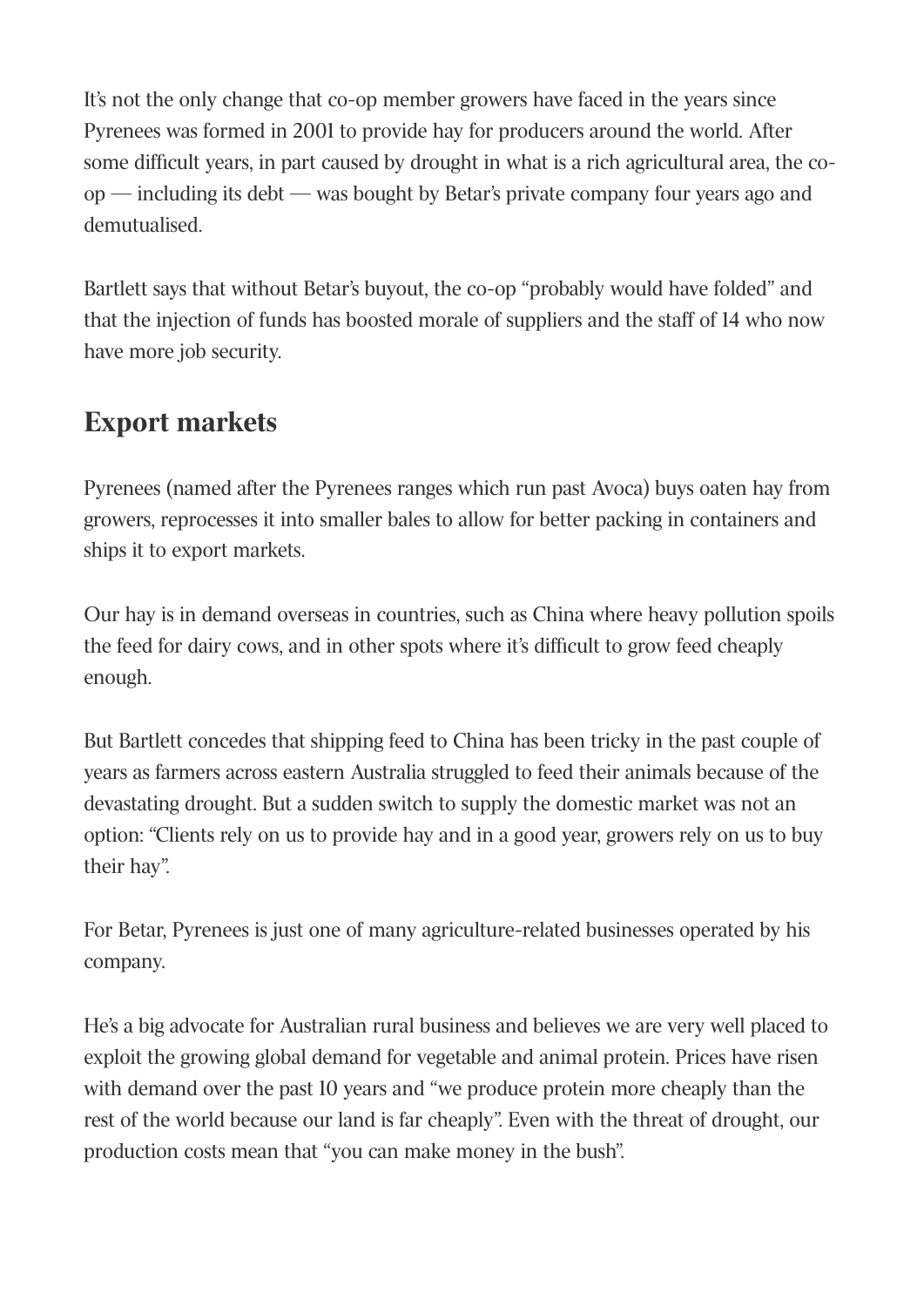It's not the only change that co-op member growers have faced in the years since Pyrenees was formed in 2001 to provide hay for producers around the world. After some difficult years, in part caused by drought in what is a rich agricultural area, the co-op — including its debt — was bought by Betar's private company four years ago and demutualised.

Bartlett says that without Betar's buyout, the co-op "probably would have folded" and that the injection of funds has boosted morale of suppliers and the staff of 14 who now have more job security.

## Export markets

Pyrenees (named after the Pyrenees ranges which run past Avoca) buys oaten hay from growers, reprocesses it into smaller bales to allow for better packing in containers and ships it to export markets.

Our hay is in demand overseas in countries, such as China where heavy pollution spoils the feed for dairy cows, and in other spots where it's difficult to grow feed cheaply enough.

But Bartlett concedes that shipping feed to China has been tricky in the past couple of years as farmers across eastern Australia struggled to feed their animals because of the devastating drought. But a sudden switch to supply the domestic market was not an option: "Clients rely on us to provide hay and in a good year, growers rely on us to buy their hay".

For Betar, Pyrenees is just one of many agriculture-related businesses operated by his company.

He's a big advocate for Australian rural business and believes we are very well placed to exploit the growing global demand for vegetable and animal protein. Prices have risen with demand over the past 10 years and "we produce protein more cheaply than the rest of the world because our land is far cheaply". Even with the threat of drought, our production costs mean that "you can make money in the bush".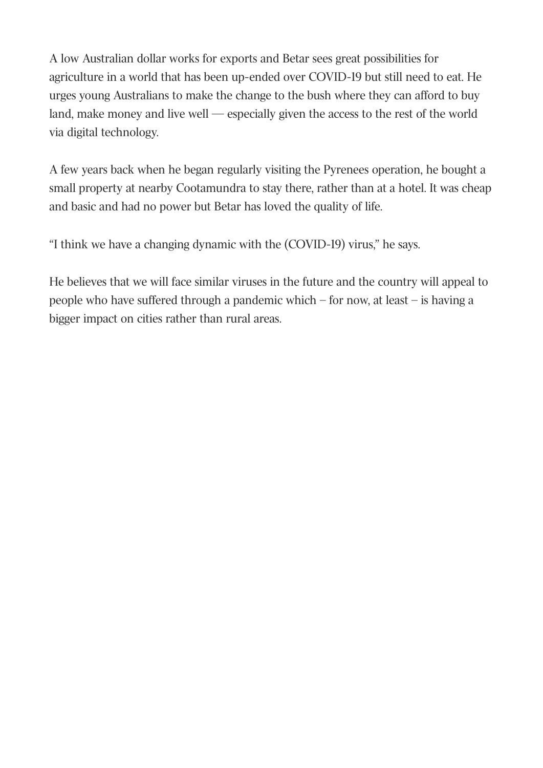A low Australian dollar works for exports and Betar sees great possibilities for agriculture in a world that has been up-ended over COVID-19 but still need to eat. He urges young Australians to make the change to the bush where they can afford to buy land, make money and live well — especially given the access to the rest of the world via digital technology.

A few years back when he began regularly visiting the Pyrenees operation, he bought a small property at nearby Cootamundra to stay there, rather than at a hotel. It was cheap and basic and had no power but Betar has loved the quality of life.

"I think we have a changing dynamic with the (COVID-19) virus," he says.

He believes that we will face similar viruses in the future and the country will appeal to people who have suffered through a pandemic which – for now, at least – is having a bigger impact on cities rather than rural areas.